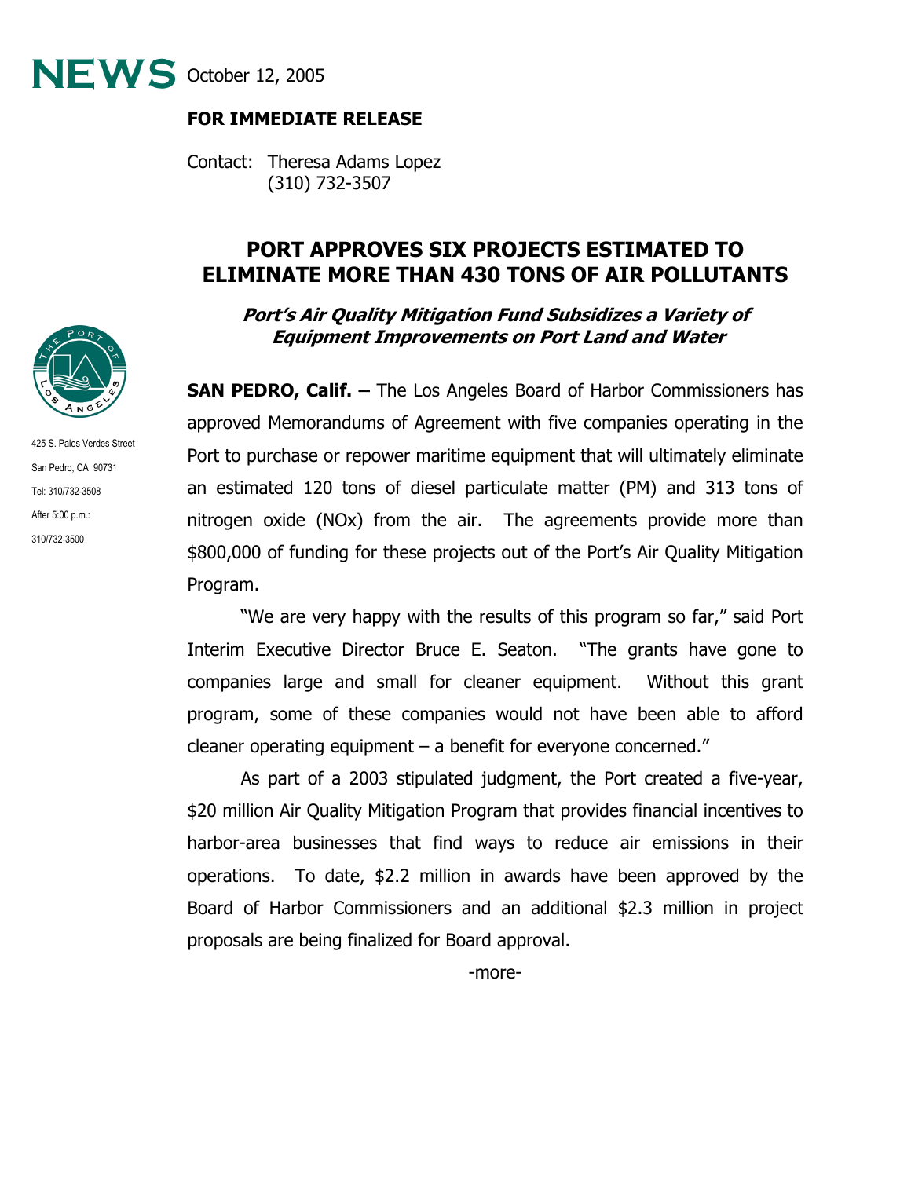**NEWS** October 12, 2005

**FOR IMMEDIATE RELEASE**

Contact: Theresa Adams Lopez
(310) 732-3507

425 S. Palos Verdes Street
San Pedro, CA 90731
Tel: 310/732-3508
After 5:00 p.m.:
310/732-3500

# PORT APPROVES SIX PROJECTS ESTIMATED TO ELIMINATE MORE THAN 430 TONS OF AIR POLLUTANTS

## *Port's Air Quality Mitigation Fund Subsidizes a Variety of Equipment Improvements on Port Land and Water*

**SAN PEDRO, Calif. –** The Los Angeles Board of Harbor Commissioners has approved Memorandums of Agreement with five companies operating in the Port to purchase or repower maritime equipment that will ultimately eliminate an estimated 120 tons of diesel particulate matter (PM) and 313 tons of nitrogen oxide (NOx) from the air. The agreements provide more than $800,000 of funding for these projects out of the Port's Air Quality Mitigation Program.

"We are very happy with the results of this program so far," said Port Interim Executive Director Bruce E. Seaton. "The grants have gone to companies large and small for cleaner equipment. Without this grant program, some of these companies would not have been able to afford cleaner operating equipment – a benefit for everyone concerned."

As part of a 2003 stipulated judgment, the Port created a five-year, $20 million Air Quality Mitigation Program that provides financial incentives to harbor-area businesses that find ways to reduce air emissions in their operations. To date, $2.2 million in awards have been approved by the Board of Harbor Commissioners and an additional $2.3 million in project proposals are being finalized for Board approval.

-more-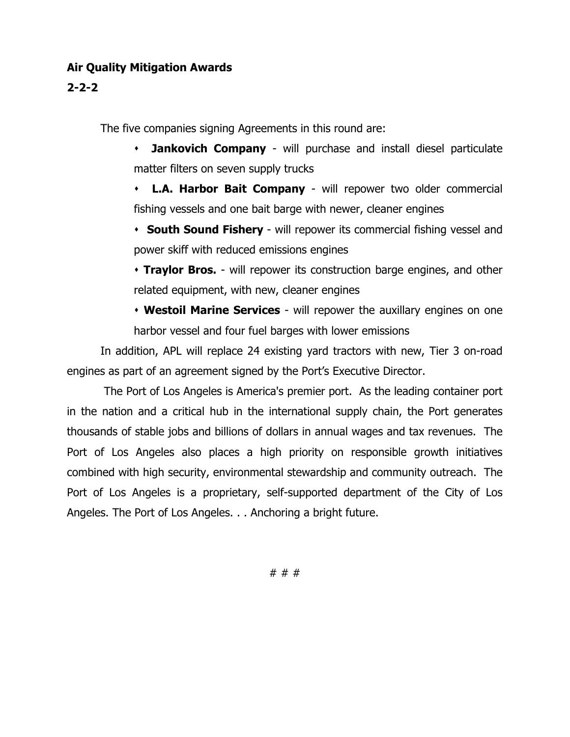The five companies signing Agreements in this round are:

- **Jankovich Company** - will purchase and install diesel particulate matter filters on seven supply trucks
- **L.A. Harbor Bait Company** - will repower two older commercial fishing vessels and one bait barge with newer, cleaner engines
- **South Sound Fishery** - will repower its commercial fishing vessel and power skiff with reduced emissions engines
- **Traylor Bros.** - will repower its construction barge engines, and other related equipment, with new, cleaner engines
- **Westoil Marine Services** - will repower the auxillary engines on one harbor vessel and four fuel barges with lower emissions

In addition, APL will replace 24 existing yard tractors with new, Tier 3 on-road engines as part of an agreement signed by the Port's Executive Director.

The Port of Los Angeles is America's premier port. As the leading container port in the nation and a critical hub in the international supply chain, the Port generates thousands of stable jobs and billions of dollars in annual wages and tax revenues. The Port of Los Angeles also places a high priority on responsible growth initiatives combined with high security, environmental stewardship and community outreach. The Port of Los Angeles is a proprietary, self-supported department of the City of Los Angeles. The Port of Los Angeles. . . Anchoring a bright future.

# # #